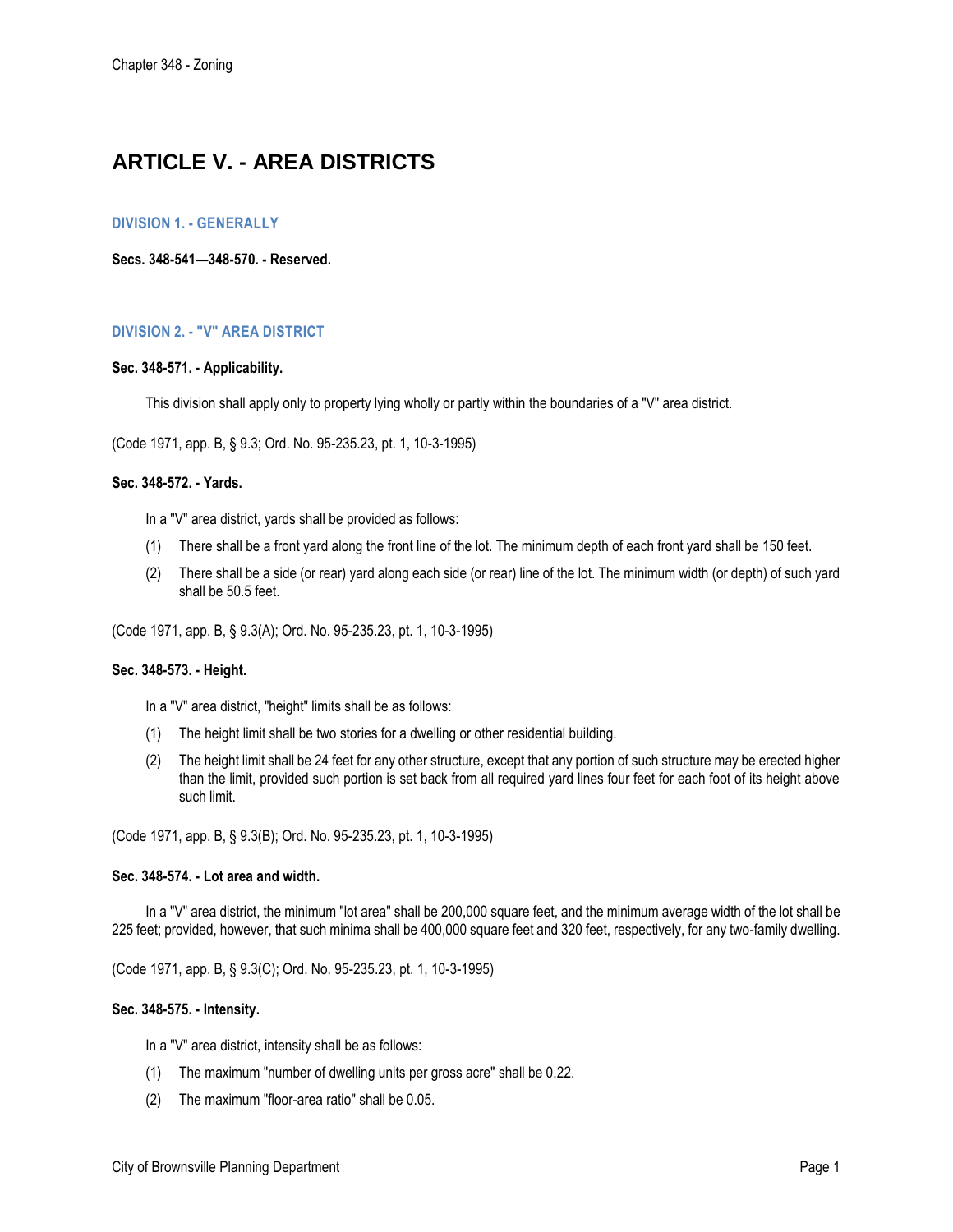Chapter 348 - Zoning

# ARTICLE V. - AREA DISTRICTS

## DIVISION 1. - GENERALLY

**Secs. 348-541—348-570. - Reserved.**

## DIVISION 2. - "V" AREA DISTRICT

**Sec. 348-571. - Applicability.**

This division shall apply only to property lying wholly or partly within the boundaries of a "V" area district.

(Code 1971, app. B, § 9.3; Ord. No. 95-235.23, pt. 1, 10-3-1995)

**Sec. 348-572. - Yards.**

In a "V" area district, yards shall be provided as follows:

(1) There shall be a front yard along the front line of the lot. The minimum depth of each front yard shall be 150 feet.

(2) There shall be a side (or rear) yard along each side (or rear) line of the lot. The minimum width (or depth) of such yard shall be 50.5 feet.

(Code 1971, app. B, § 9.3(A); Ord. No. 95-235.23, pt. 1, 10-3-1995)

**Sec. 348-573. - Height.**

In a "V" area district, "height" limits shall be as follows:

(1) The height limit shall be two stories for a dwelling or other residential building.

(2) The height limit shall be 24 feet for any other structure, except that any portion of such structure may be erected higher than the limit, provided such portion is set back from all required yard lines four feet for each foot of its height above such limit.

(Code 1971, app. B, § 9.3(B); Ord. No. 95-235.23, pt. 1, 10-3-1995)

**Sec. 348-574. - Lot area and width.**

In a "V" area district, the minimum "lot area" shall be 200,000 square feet, and the minimum average width of the lot shall be 225 feet; provided, however, that such minima shall be 400,000 square feet and 320 feet, respectively, for any two-family dwelling.

(Code 1971, app. B, § 9.3(C); Ord. No. 95-235.23, pt. 1, 10-3-1995)

**Sec. 348-575. - Intensity.**

In a "V" area district, intensity shall be as follows:

(1) The maximum "number of dwelling units per gross acre" shall be 0.22.

(2) The maximum "floor-area ratio" shall be 0.05.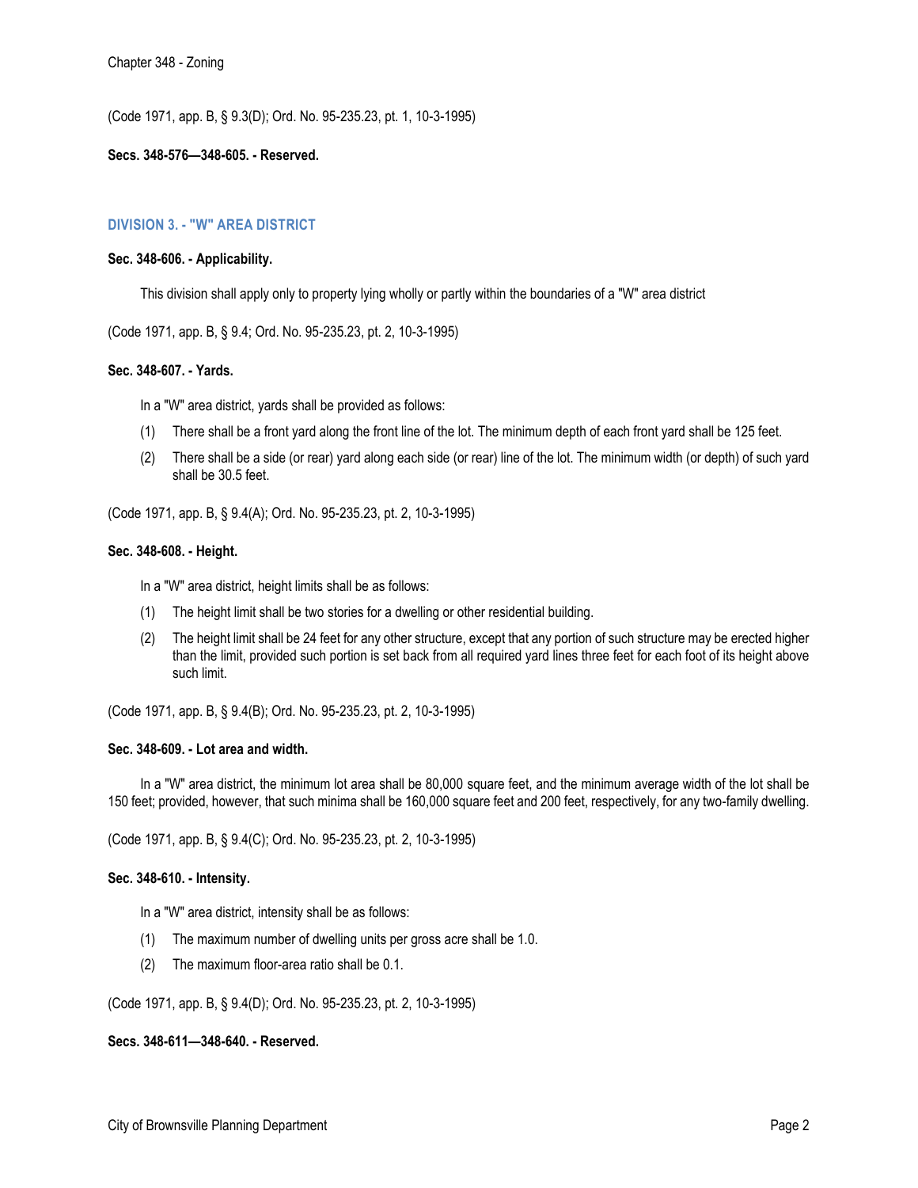(Code 1971, app. B, § 9.3(D); Ord. No. 95-235.23, pt. 1, 10-3-1995)

**Secs. 348-576—348-605. - Reserved.**

## DIVISION 3. - "W" AREA DISTRICT

**Sec. 348-606. - Applicability.**

This division shall apply only to property lying wholly or partly within the boundaries of a "W" area district

(Code 1971, app. B, § 9.4; Ord. No. 95-235.23, pt. 2, 10-3-1995)

**Sec. 348-607. - Yards.**

In a "W" area district, yards shall be provided as follows:

(1) There shall be a front yard along the front line of the lot. The minimum depth of each front yard shall be 125 feet.

(2) There shall be a side (or rear) yard along each side (or rear) line of the lot. The minimum width (or depth) of such yard shall be 30.5 feet.

(Code 1971, app. B, § 9.4(A); Ord. No. 95-235.23, pt. 2, 10-3-1995)

**Sec. 348-608. - Height.**

In a "W" area district, height limits shall be as follows:

(1) The height limit shall be two stories for a dwelling or other residential building.

(2) The height limit shall be 24 feet for any other structure, except that any portion of such structure may be erected higher than the limit, provided such portion is set back from all required yard lines three feet for each foot of its height above such limit.

(Code 1971, app. B, § 9.4(B); Ord. No. 95-235.23, pt. 2, 10-3-1995)

**Sec. 348-609. - Lot area and width.**

In a "W" area district, the minimum lot area shall be 80,000 square feet, and the minimum average width of the lot shall be 150 feet; provided, however, that such minima shall be 160,000 square feet and 200 feet, respectively, for any two-family dwelling.

(Code 1971, app. B, § 9.4(C); Ord. No. 95-235.23, pt. 2, 10-3-1995)

**Sec. 348-610. - Intensity.**

In a "W" area district, intensity shall be as follows:

(1) The maximum number of dwelling units per gross acre shall be 1.0.

(2) The maximum floor-area ratio shall be 0.1.

(Code 1971, app. B, § 9.4(D); Ord. No. 95-235.23, pt. 2, 10-3-1995)

**Secs. 348-611—348-640. - Reserved.**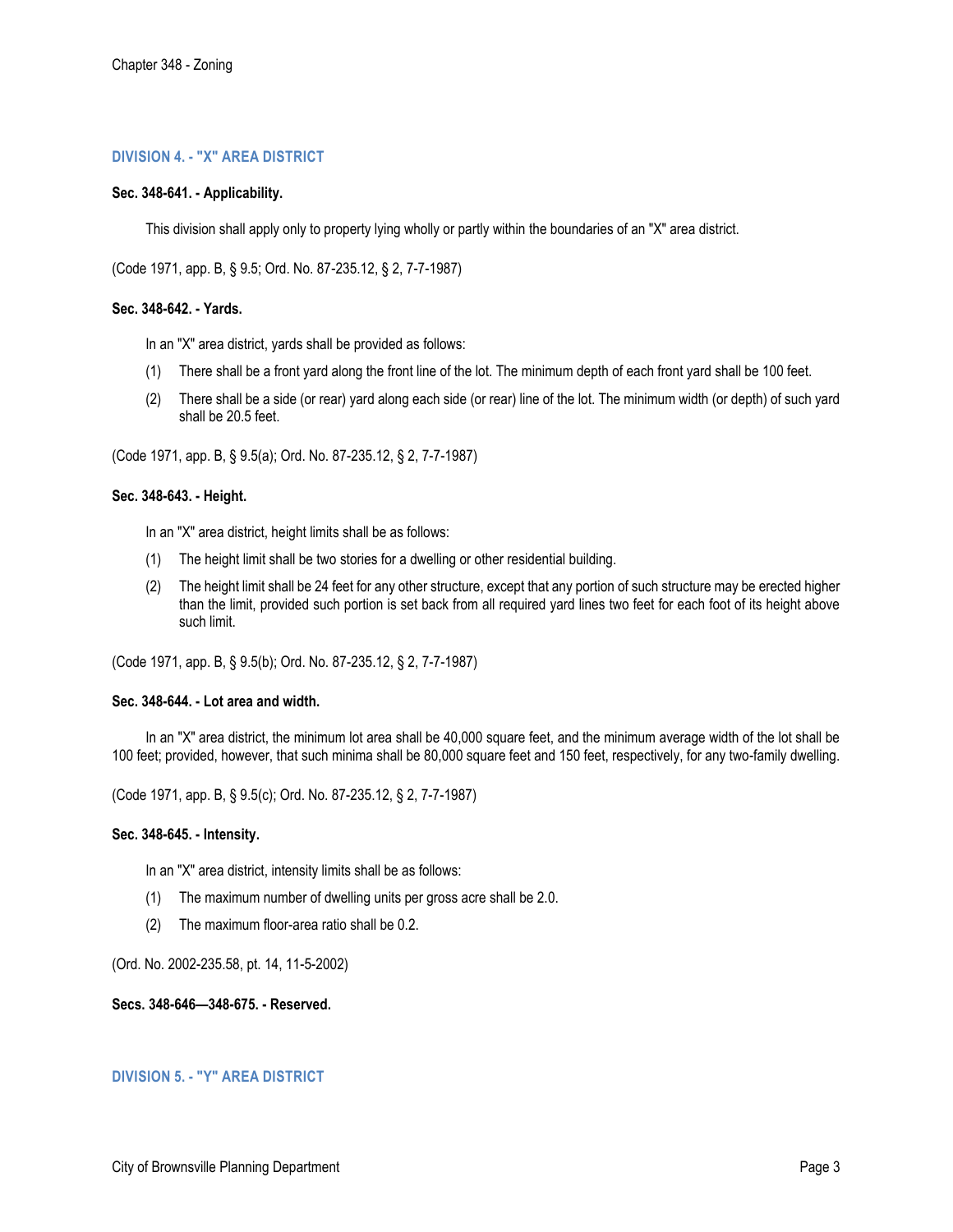## DIVISION 4. - "X" AREA DISTRICT

**Sec. 348-641. - Applicability.**

This division shall apply only to property lying wholly or partly within the boundaries of an "X" area district.

(Code 1971, app. B, § 9.5; Ord. No. 87-235.12, § 2, 7-7-1987)

**Sec. 348-642. - Yards.**

In an "X" area district, yards shall be provided as follows:

(1) There shall be a front yard along the front line of the lot. The minimum depth of each front yard shall be 100 feet.

(2) There shall be a side (or rear) yard along each side (or rear) line of the lot. The minimum width (or depth) of such yard shall be 20.5 feet.

(Code 1971, app. B, § 9.5(a); Ord. No. 87-235.12, § 2, 7-7-1987)

**Sec. 348-643. - Height.**

In an "X" area district, height limits shall be as follows:

(1) The height limit shall be two stories for a dwelling or other residential building.

(2) The height limit shall be 24 feet for any other structure, except that any portion of such structure may be erected higher than the limit, provided such portion is set back from all required yard lines two feet for each foot of its height above such limit.

(Code 1971, app. B, § 9.5(b); Ord. No. 87-235.12, § 2, 7-7-1987)

**Sec. 348-644. - Lot area and width.**

In an "X" area district, the minimum lot area shall be 40,000 square feet, and the minimum average width of the lot shall be 100 feet; provided, however, that such minima shall be 80,000 square feet and 150 feet, respectively, for any two-family dwelling.

(Code 1971, app. B, § 9.5(c); Ord. No. 87-235.12, § 2, 7-7-1987)

**Sec. 348-645. - Intensity.**

In an "X" area district, intensity limits shall be as follows:

(1) The maximum number of dwelling units per gross acre shall be 2.0.

(2) The maximum floor-area ratio shall be 0.2.

(Ord. No. 2002-235.58, pt. 14, 11-5-2002)

**Secs. 348-646—348-675. - Reserved.**

## DIVISION 5. - "Y" AREA DISTRICT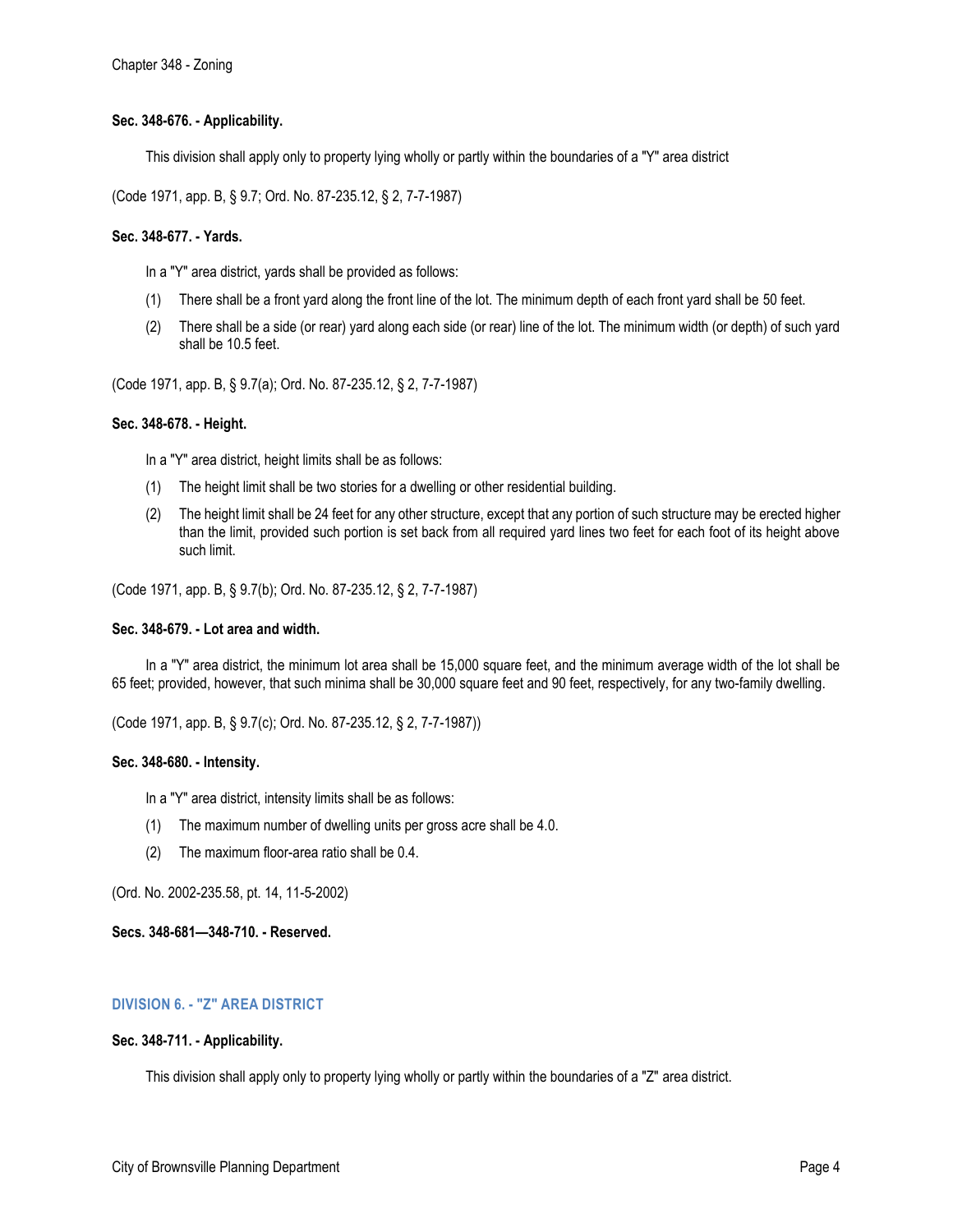**Sec. 348-676. - Applicability.**

This division shall apply only to property lying wholly or partly within the boundaries of a "Y" area district

(Code 1971, app. B, § 9.7; Ord. No. 87-235.12, § 2, 7-7-1987)

**Sec. 348-677. - Yards.**

In a "Y" area district, yards shall be provided as follows:

(1) There shall be a front yard along the front line of the lot. The minimum depth of each front yard shall be 50 feet.

(2) There shall be a side (or rear) yard along each side (or rear) line of the lot. The minimum width (or depth) of such yard shall be 10.5 feet.

(Code 1971, app. B, § 9.7(a); Ord. No. 87-235.12, § 2, 7-7-1987)

**Sec. 348-678. - Height.**

In a "Y" area district, height limits shall be as follows:

(1) The height limit shall be two stories for a dwelling or other residential building.

(2) The height limit shall be 24 feet for any other structure, except that any portion of such structure may be erected higher than the limit, provided such portion is set back from all required yard lines two feet for each foot of its height above such limit.

(Code 1971, app. B, § 9.7(b); Ord. No. 87-235.12, § 2, 7-7-1987)

**Sec. 348-679. - Lot area and width.**

In a "Y" area district, the minimum lot area shall be 15,000 square feet, and the minimum average width of the lot shall be 65 feet; provided, however, that such minima shall be 30,000 square feet and 90 feet, respectively, for any two-family dwelling.

(Code 1971, app. B, § 9.7(c); Ord. No. 87-235.12, § 2, 7-7-1987))

**Sec. 348-680. - Intensity.**

In a "Y" area district, intensity limits shall be as follows:

(1) The maximum number of dwelling units per gross acre shall be 4.0.

(2) The maximum floor-area ratio shall be 0.4.

(Ord. No. 2002-235.58, pt. 14, 11-5-2002)

**Secs. 348-681—348-710. - Reserved.**

## DIVISION 6. - "Z" AREA DISTRICT

**Sec. 348-711. - Applicability.**

This division shall apply only to property lying wholly or partly within the boundaries of a "Z" area district.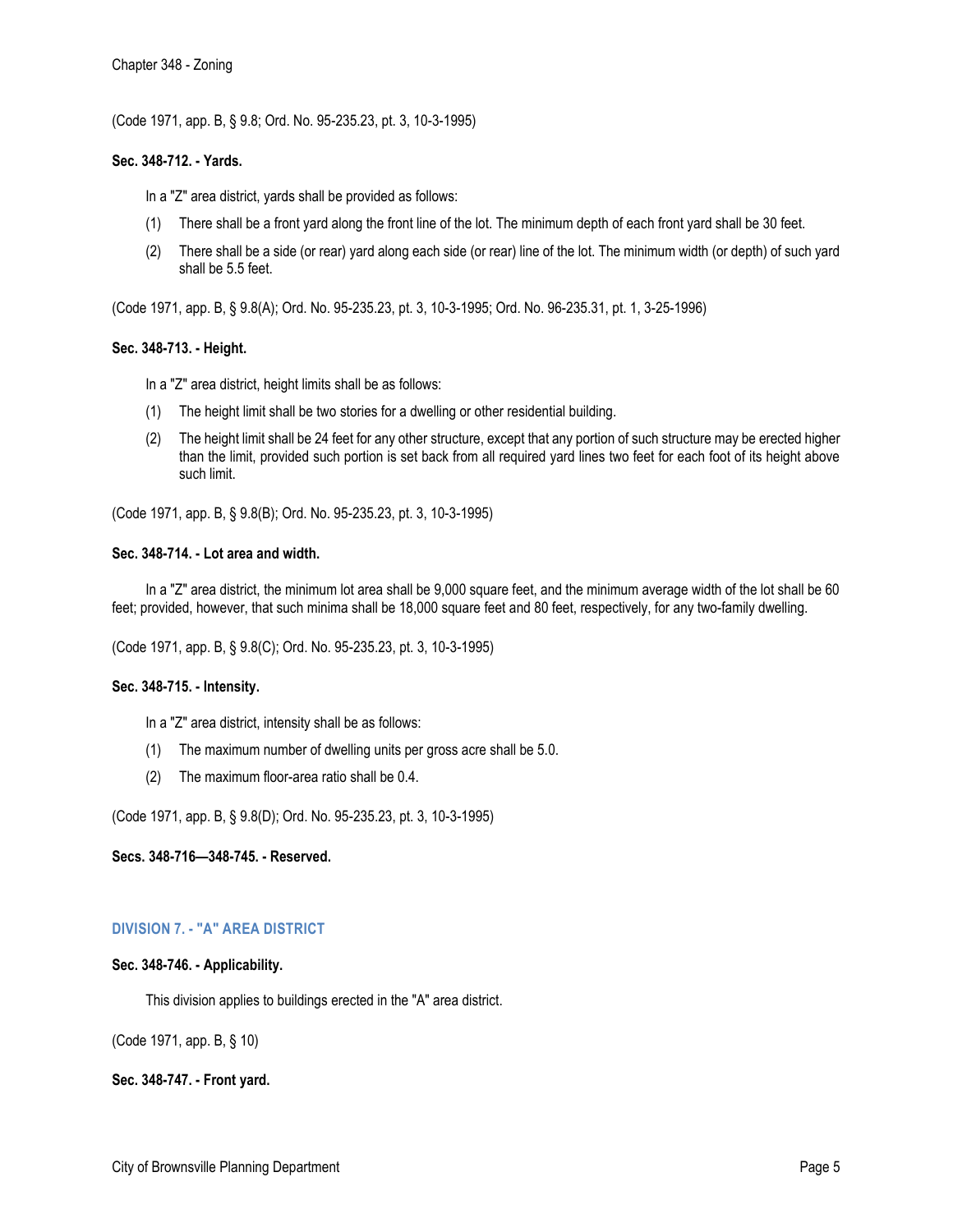(Code 1971, app. B, § 9.8; Ord. No. 95-235.23, pt. 3, 10-3-1995)

**Sec. 348-712. - Yards.**

In a "Z" area district, yards shall be provided as follows:

(1) There shall be a front yard along the front line of the lot. The minimum depth of each front yard shall be 30 feet.

(2) There shall be a side (or rear) yard along each side (or rear) line of the lot. The minimum width (or depth) of such yard shall be 5.5 feet.

(Code 1971, app. B, § 9.8(A); Ord. No. 95-235.23, pt. 3, 10-3-1995; Ord. No. 96-235.31, pt. 1, 3-25-1996)

**Sec. 348-713. - Height.**

In a "Z" area district, height limits shall be as follows:

(1) The height limit shall be two stories for a dwelling or other residential building.

(2) The height limit shall be 24 feet for any other structure, except that any portion of such structure may be erected higher than the limit, provided such portion is set back from all required yard lines two feet for each foot of its height above such limit.

(Code 1971, app. B, § 9.8(B); Ord. No. 95-235.23, pt. 3, 10-3-1995)

**Sec. 348-714. - Lot area and width.**

In a "Z" area district, the minimum lot area shall be 9,000 square feet, and the minimum average width of the lot shall be 60 feet; provided, however, that such minima shall be 18,000 square feet and 80 feet, respectively, for any two-family dwelling.

(Code 1971, app. B, § 9.8(C); Ord. No. 95-235.23, pt. 3, 10-3-1995)

**Sec. 348-715. - Intensity.**

In a "Z" area district, intensity shall be as follows:

(1) The maximum number of dwelling units per gross acre shall be 5.0.

(2) The maximum floor-area ratio shall be 0.4.

(Code 1971, app. B, § 9.8(D); Ord. No. 95-235.23, pt. 3, 10-3-1995)

**Secs. 348-716—348-745. - Reserved.**

## DIVISION 7. - "A" AREA DISTRICT

**Sec. 348-746. - Applicability.**

This division applies to buildings erected in the "A" area district.

(Code 1971, app. B, § 10)

**Sec. 348-747. - Front yard.**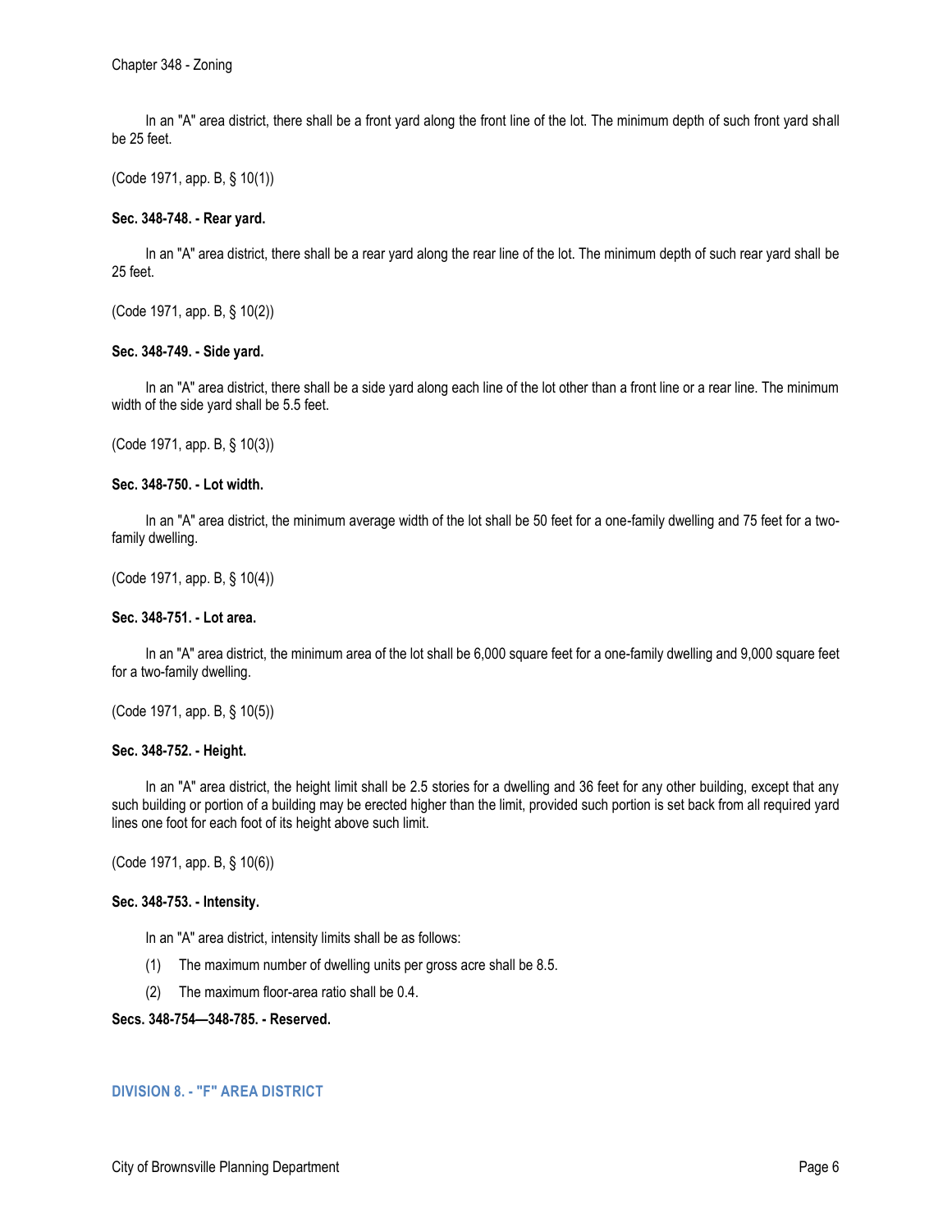In an "A" area district, there shall be a front yard along the front line of the lot. The minimum depth of such front yard shall be 25 feet.

(Code 1971, app. B, § 10(1))

**Sec. 348-748. - Rear yard.**

In an "A" area district, there shall be a rear yard along the rear line of the lot. The minimum depth of such rear yard shall be 25 feet.

(Code 1971, app. B, § 10(2))

**Sec. 348-749. - Side yard.**

In an "A" area district, there shall be a side yard along each line of the lot other than a front line or a rear line. The minimum width of the side yard shall be 5.5 feet.

(Code 1971, app. B, § 10(3))

**Sec. 348-750. - Lot width.**

In an "A" area district, the minimum average width of the lot shall be 50 feet for a one-family dwelling and 75 feet for a two-family dwelling.

(Code 1971, app. B, § 10(4))

**Sec. 348-751. - Lot area.**

In an "A" area district, the minimum area of the lot shall be 6,000 square feet for a one-family dwelling and 9,000 square feet for a two-family dwelling.

(Code 1971, app. B, § 10(5))

**Sec. 348-752. - Height.**

In an "A" area district, the height limit shall be 2.5 stories for a dwelling and 36 feet for any other building, except that any such building or portion of a building may be erected higher than the limit, provided such portion is set back from all required yard lines one foot for each foot of its height above such limit.

(Code 1971, app. B, § 10(6))

**Sec. 348-753. - Intensity.**

In an "A" area district, intensity limits shall be as follows:

(1) The maximum number of dwelling units per gross acre shall be 8.5.

(2) The maximum floor-area ratio shall be 0.4.

**Secs. 348-754—348-785. - Reserved.**

## DIVISION 8. - "F" AREA DISTRICT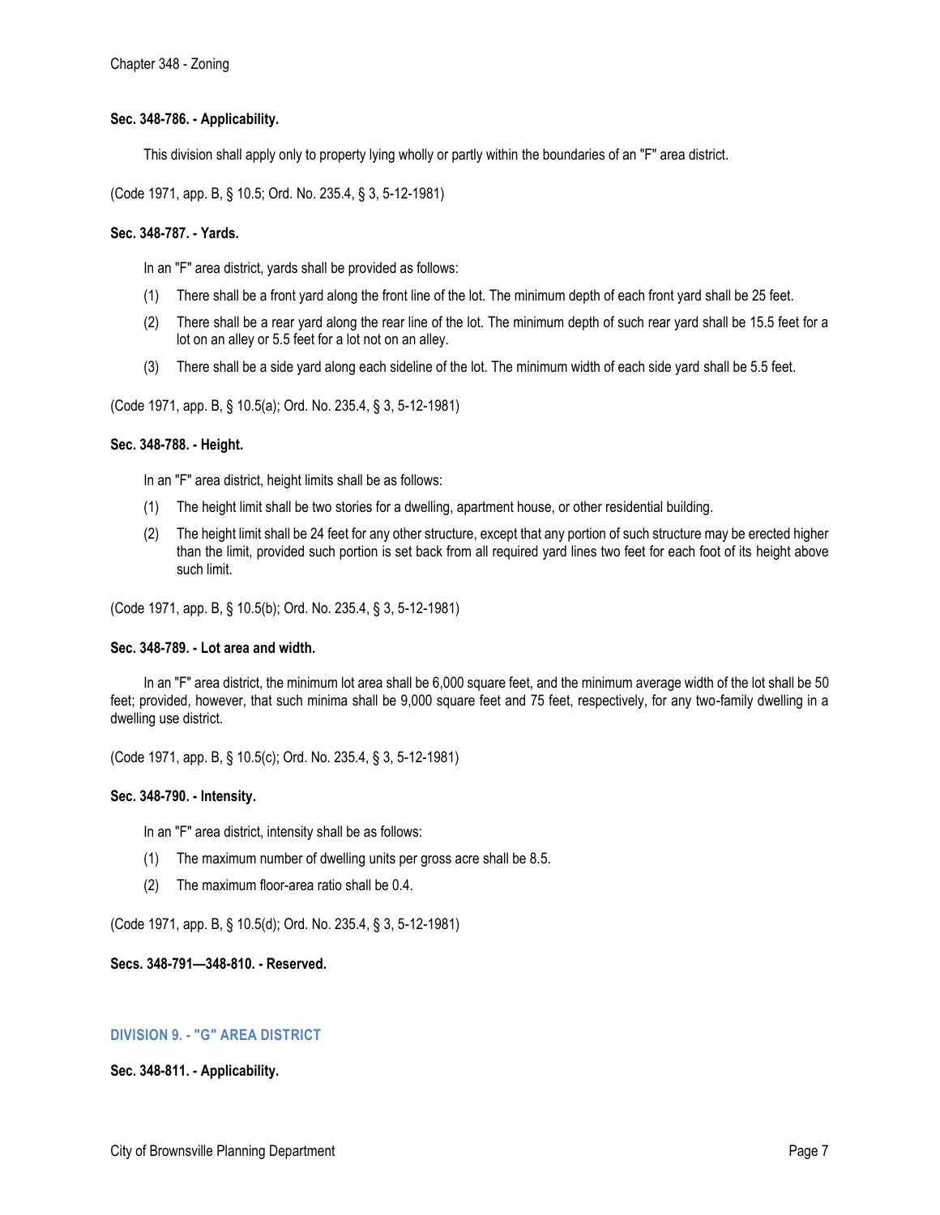**Sec. 348-786. - Applicability.**

This division shall apply only to property lying wholly or partly within the boundaries of an "F" area district.

(Code 1971, app. B, § 10.5; Ord. No. 235.4, § 3, 5-12-1981)

**Sec. 348-787. - Yards.**

In an "F" area district, yards shall be provided as follows:

(1) There shall be a front yard along the front line of the lot. The minimum depth of each front yard shall be 25 feet.

(2) There shall be a rear yard along the rear line of the lot. The minimum depth of such rear yard shall be 15.5 feet for a lot on an alley or 5.5 feet for a lot not on an alley.

(3) There shall be a side yard along each sideline of the lot. The minimum width of each side yard shall be 5.5 feet.

(Code 1971, app. B, § 10.5(a); Ord. No. 235.4, § 3, 5-12-1981)

**Sec. 348-788. - Height.**

In an "F" area district, height limits shall be as follows:

(1) The height limit shall be two stories for a dwelling, apartment house, or other residential building.

(2) The height limit shall be 24 feet for any other structure, except that any portion of such structure may be erected higher than the limit, provided such portion is set back from all required yard lines two feet for each foot of its height above such limit.

(Code 1971, app. B, § 10.5(b); Ord. No. 235.4, § 3, 5-12-1981)

**Sec. 348-789. - Lot area and width.**

In an "F" area district, the minimum lot area shall be 6,000 square feet, and the minimum average width of the lot shall be 50 feet; provided, however, that such minima shall be 9,000 square feet and 75 feet, respectively, for any two-family dwelling in a dwelling use district.

(Code 1971, app. B, § 10.5(c); Ord. No. 235.4, § 3, 5-12-1981)

**Sec. 348-790. - Intensity.**

In an "F" area district, intensity shall be as follows:

(1) The maximum number of dwelling units per gross acre shall be 8.5.

(2) The maximum floor-area ratio shall be 0.4.

(Code 1971, app. B, § 10.5(d); Ord. No. 235.4, § 3, 5-12-1981)

**Secs. 348-791—348-810. - Reserved.**

## DIVISION 9. - "G" AREA DISTRICT

**Sec. 348-811. - Applicability.**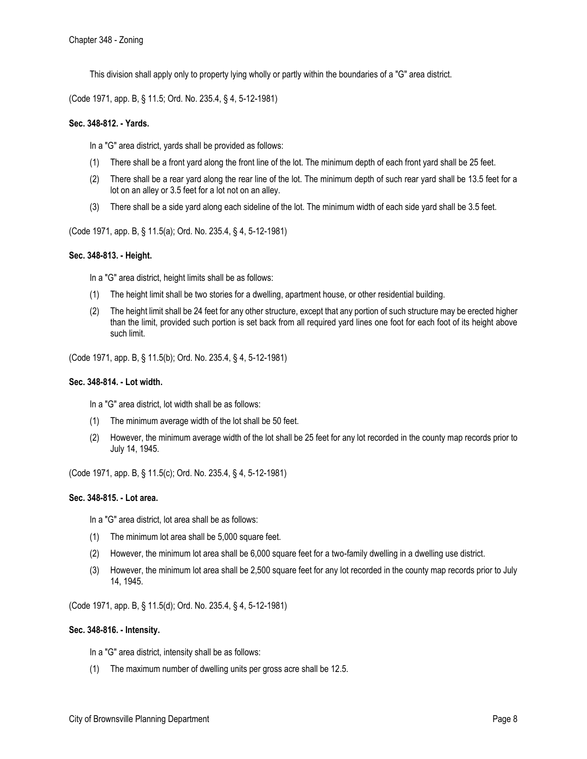This division shall apply only to property lying wholly or partly within the boundaries of a "G" area district.

(Code 1971, app. B, § 11.5; Ord. No. 235.4, § 4, 5-12-1981)

**Sec. 348-812. - Yards.**

In a "G" area district, yards shall be provided as follows:

(1) There shall be a front yard along the front line of the lot. The minimum depth of each front yard shall be 25 feet.

(2) There shall be a rear yard along the rear line of the lot. The minimum depth of such rear yard shall be 13.5 feet for a lot on an alley or 3.5 feet for a lot not on an alley.

(3) There shall be a side yard along each sideline of the lot. The minimum width of each side yard shall be 3.5 feet.

(Code 1971, app. B, § 11.5(a); Ord. No. 235.4, § 4, 5-12-1981)

**Sec. 348-813. - Height.**

In a "G" area district, height limits shall be as follows:

(1) The height limit shall be two stories for a dwelling, apartment house, or other residential building.

(2) The height limit shall be 24 feet for any other structure, except that any portion of such structure may be erected higher than the limit, provided such portion is set back from all required yard lines one foot for each foot of its height above such limit.

(Code 1971, app. B, § 11.5(b); Ord. No. 235.4, § 4, 5-12-1981)

**Sec. 348-814. - Lot width.**

In a "G" area district, lot width shall be as follows:

(1) The minimum average width of the lot shall be 50 feet.

(2) However, the minimum average width of the lot shall be 25 feet for any lot recorded in the county map records prior to July 14, 1945.

(Code 1971, app. B, § 11.5(c); Ord. No. 235.4, § 4, 5-12-1981)

**Sec. 348-815. - Lot area.**

In a "G" area district, lot area shall be as follows:

(1) The minimum lot area shall be 5,000 square feet.

(2) However, the minimum lot area shall be 6,000 square feet for a two-family dwelling in a dwelling use district.

(3) However, the minimum lot area shall be 2,500 square feet for any lot recorded in the county map records prior to July 14, 1945.

(Code 1971, app. B, § 11.5(d); Ord. No. 235.4, § 4, 5-12-1981)

**Sec. 348-816. - Intensity.**

In a "G" area district, intensity shall be as follows:

(1) The maximum number of dwelling units per gross acre shall be 12.5.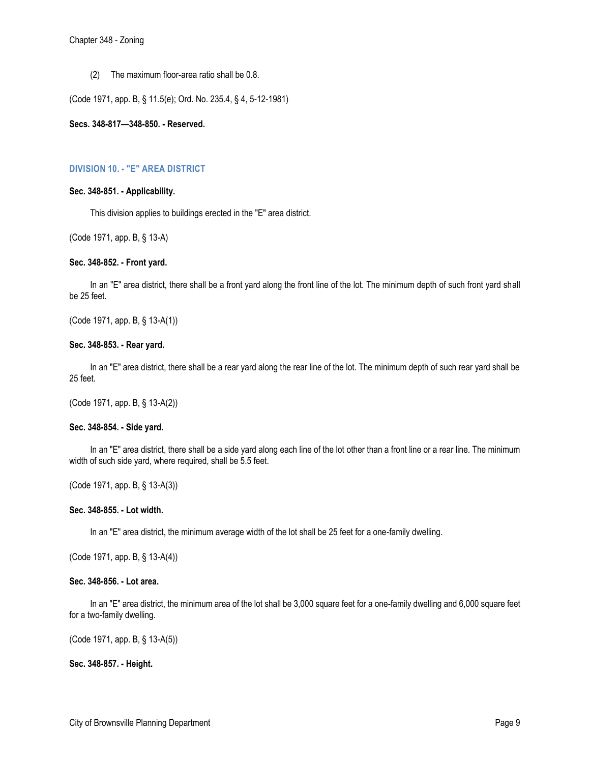(2) The maximum floor-area ratio shall be 0.8.

(Code 1971, app. B, § 11.5(e); Ord. No. 235.4, § 4, 5-12-1981)

**Secs. 348-817—348-850. - Reserved.**

## DIVISION 10. - "E" AREA DISTRICT

**Sec. 348-851. - Applicability.**

This division applies to buildings erected in the "E" area district.

(Code 1971, app. B, § 13-A)

**Sec. 348-852. - Front yard.**

In an "E" area district, there shall be a front yard along the front line of the lot. The minimum depth of such front yard shall be 25 feet.

(Code 1971, app. B, § 13-A(1))

**Sec. 348-853. - Rear yard.**

In an "E" area district, there shall be a rear yard along the rear line of the lot. The minimum depth of such rear yard shall be 25 feet.

(Code 1971, app. B, § 13-A(2))

**Sec. 348-854. - Side yard.**

In an "E" area district, there shall be a side yard along each line of the lot other than a front line or a rear line. The minimum width of such side yard, where required, shall be 5.5 feet.

(Code 1971, app. B, § 13-A(3))

**Sec. 348-855. - Lot width.**

In an "E" area district, the minimum average width of the lot shall be 25 feet for a one-family dwelling.

(Code 1971, app. B, § 13-A(4))

**Sec. 348-856. - Lot area.**

In an "E" area district, the minimum area of the lot shall be 3,000 square feet for a one-family dwelling and 6,000 square feet for a two-family dwelling.

(Code 1971, app. B, § 13-A(5))

**Sec. 348-857. - Height.**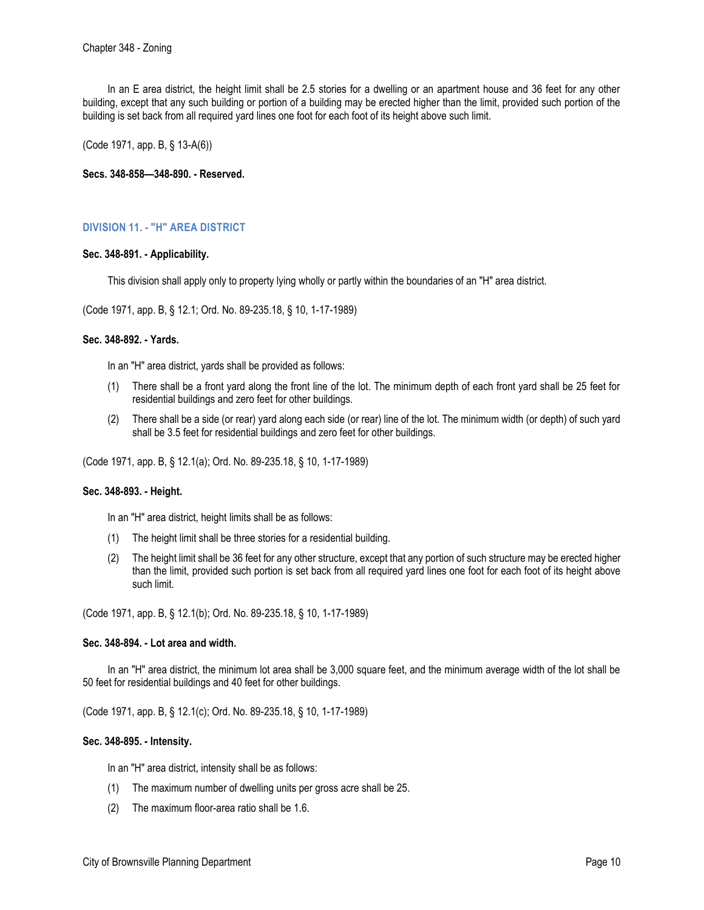In an E area district, the height limit shall be 2.5 stories for a dwelling or an apartment house and 36 feet for any other building, except that any such building or portion of a building may be erected higher than the limit, provided such portion of the building is set back from all required yard lines one foot for each foot of its height above such limit.

(Code 1971, app. B, § 13-A(6))

**Secs. 348-858—348-890. - Reserved.**

## DIVISION 11. - "H" AREA DISTRICT

**Sec. 348-891. - Applicability.**

This division shall apply only to property lying wholly or partly within the boundaries of an "H" area district.

(Code 1971, app. B, § 12.1; Ord. No. 89-235.18, § 10, 1-17-1989)

**Sec. 348-892. - Yards.**

In an "H" area district, yards shall be provided as follows:

(1) There shall be a front yard along the front line of the lot. The minimum depth of each front yard shall be 25 feet for residential buildings and zero feet for other buildings.

(2) There shall be a side (or rear) yard along each side (or rear) line of the lot. The minimum width (or depth) of such yard shall be 3.5 feet for residential buildings and zero feet for other buildings.

(Code 1971, app. B, § 12.1(a); Ord. No. 89-235.18, § 10, 1-17-1989)

**Sec. 348-893. - Height.**

In an "H" area district, height limits shall be as follows:

(1) The height limit shall be three stories for a residential building.

(2) The height limit shall be 36 feet for any other structure, except that any portion of such structure may be erected higher than the limit, provided such portion is set back from all required yard lines one foot for each foot of its height above such limit.

(Code 1971, app. B, § 12.1(b); Ord. No. 89-235.18, § 10, 1-17-1989)

**Sec. 348-894. - Lot area and width.**

In an "H" area district, the minimum lot area shall be 3,000 square feet, and the minimum average width of the lot shall be 50 feet for residential buildings and 40 feet for other buildings.

(Code 1971, app. B, § 12.1(c); Ord. No. 89-235.18, § 10, 1-17-1989)

**Sec. 348-895. - Intensity.**

In an "H" area district, intensity shall be as follows:

(1) The maximum number of dwelling units per gross acre shall be 25.

(2) The maximum floor-area ratio shall be 1.6.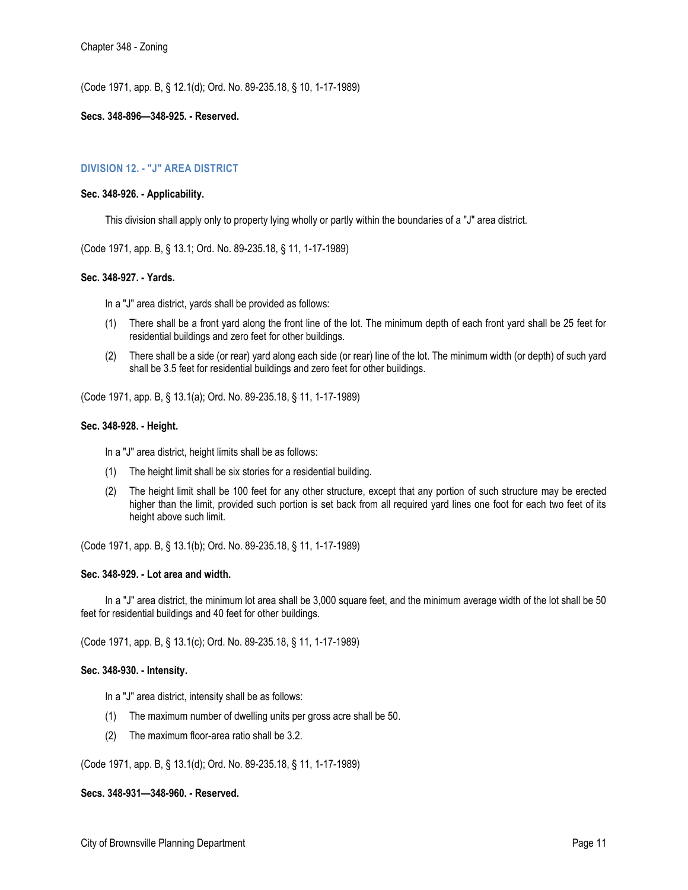(Code 1971, app. B, § 12.1(d); Ord. No. 89-235.18, § 10, 1-17-1989)

**Secs. 348-896—348-925. - Reserved.**

## DIVISION 12. - "J" AREA DISTRICT

**Sec. 348-926. - Applicability.**

This division shall apply only to property lying wholly or partly within the boundaries of a "J" area district.

(Code 1971, app. B, § 13.1; Ord. No. 89-235.18, § 11, 1-17-1989)

**Sec. 348-927. - Yards.**

In a "J" area district, yards shall be provided as follows:

(1) There shall be a front yard along the front line of the lot. The minimum depth of each front yard shall be 25 feet for residential buildings and zero feet for other buildings.

(2) There shall be a side (or rear) yard along each side (or rear) line of the lot. The minimum width (or depth) of such yard shall be 3.5 feet for residential buildings and zero feet for other buildings.

(Code 1971, app. B, § 13.1(a); Ord. No. 89-235.18, § 11, 1-17-1989)

**Sec. 348-928. - Height.**

In a "J" area district, height limits shall be as follows:

(1) The height limit shall be six stories for a residential building.

(2) The height limit shall be 100 feet for any other structure, except that any portion of such structure may be erected higher than the limit, provided such portion is set back from all required yard lines one foot for each two feet of its height above such limit.

(Code 1971, app. B, § 13.1(b); Ord. No. 89-235.18, § 11, 1-17-1989)

**Sec. 348-929. - Lot area and width.**

In a "J" area district, the minimum lot area shall be 3,000 square feet, and the minimum average width of the lot shall be 50 feet for residential buildings and 40 feet for other buildings.

(Code 1971, app. B, § 13.1(c); Ord. No. 89-235.18, § 11, 1-17-1989)

**Sec. 348-930. - Intensity.**

In a "J" area district, intensity shall be as follows:

(1) The maximum number of dwelling units per gross acre shall be 50.

(2) The maximum floor-area ratio shall be 3.2.

(Code 1971, app. B, § 13.1(d); Ord. No. 89-235.18, § 11, 1-17-1989)

**Secs. 348-931—348-960. - Reserved.**